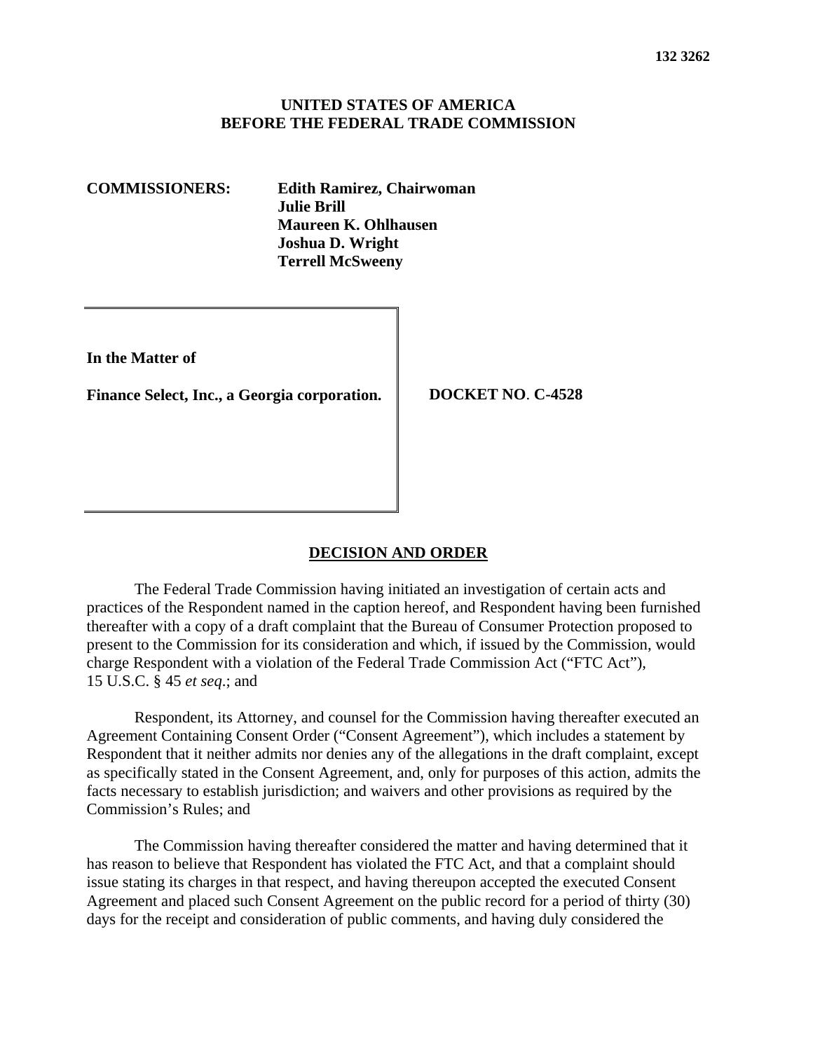**132 3262**

**UNITED STATES OF AMERICA**
**BEFORE THE FEDERAL TRADE COMMISSION**

**COMMISSIONERS:** **Edith Ramirez, Chairwoman**
**Julie Brill**
**Maureen K. Ohlhausen**
**Joshua D. Wright**
**Terrell McSweeny**

| | |
|---|---|
| **In the Matter of**<br><br>**Finance Select, Inc., a Georgia corporation.** | **DOCKET NO. C-4528** |

## DECISION AND ORDER

The Federal Trade Commission having initiated an investigation of certain acts and practices of the Respondent named in the caption hereof, and Respondent having been furnished thereafter with a copy of a draft complaint that the Bureau of Consumer Protection proposed to present to the Commission for its consideration and which, if issued by the Commission, would charge Respondent with a violation of the Federal Trade Commission Act ("FTC Act"), 15 U.S.C. § 45 *et seq*.; and

Respondent, its Attorney, and counsel for the Commission having thereafter executed an Agreement Containing Consent Order ("Consent Agreement"), which includes a statement by Respondent that it neither admits nor denies any of the allegations in the draft complaint, except as specifically stated in the Consent Agreement, and, only for purposes of this action, admits the facts necessary to establish jurisdiction; and waivers and other provisions as required by the Commission's Rules; and

The Commission having thereafter considered the matter and having determined that it has reason to believe that Respondent has violated the FTC Act, and that a complaint should issue stating its charges in that respect, and having thereupon accepted the executed Consent Agreement and placed such Consent Agreement on the public record for a period of thirty (30) days for the receipt and consideration of public comments, and having duly considered the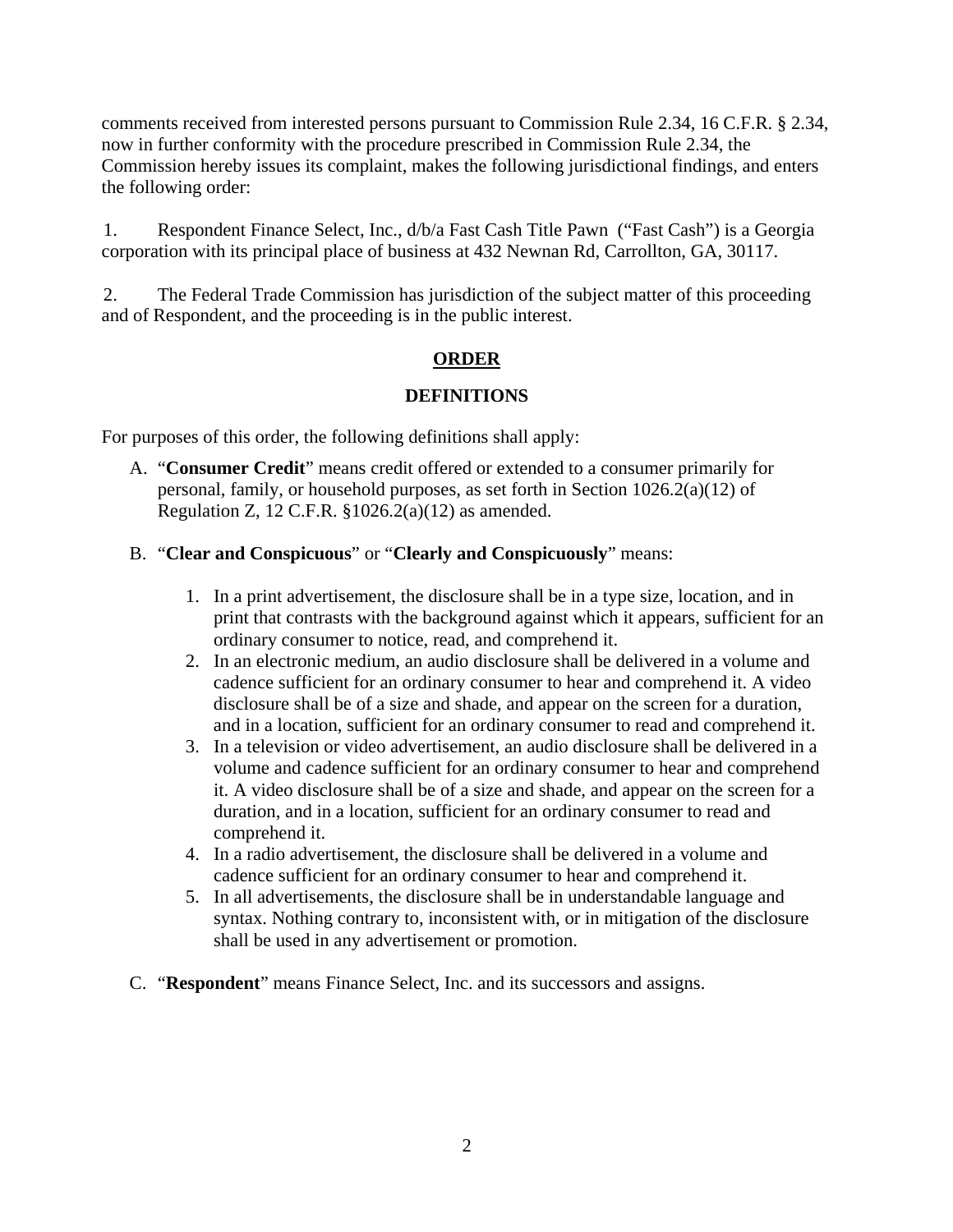comments received from interested persons pursuant to Commission Rule 2.34, 16 C.F.R. § 2.34, now in further conformity with the procedure prescribed in Commission Rule 2.34, the Commission hereby issues its complaint, makes the following jurisdictional findings, and enters the following order:

1. Respondent Finance Select, Inc., d/b/a Fast Cash Title Pawn ("Fast Cash") is a Georgia corporation with its principal place of business at 432 Newnan Rd, Carrollton, GA, 30117.

2. The Federal Trade Commission has jurisdiction of the subject matter of this proceeding and of Respondent, and the proceeding is in the public interest.

## ORDER

### DEFINITIONS

For purposes of this order, the following definitions shall apply:

A. "**Consumer Credit**" means credit offered or extended to a consumer primarily for personal, family, or household purposes, as set forth in Section 1026.2(a)(12) of Regulation Z, 12 C.F.R. §1026.2(a)(12) as amended.

B. "**Clear and Conspicuous**" or "**Clearly and Conspicuously**" means:

   1. In a print advertisement, the disclosure shall be in a type size, location, and in print that contrasts with the background against which it appears, sufficient for an ordinary consumer to notice, read, and comprehend it.
   2. In an electronic medium, an audio disclosure shall be delivered in a volume and cadence sufficient for an ordinary consumer to hear and comprehend it. A video disclosure shall be of a size and shade, and appear on the screen for a duration, and in a location, sufficient for an ordinary consumer to read and comprehend it.
   3. In a television or video advertisement, an audio disclosure shall be delivered in a volume and cadence sufficient for an ordinary consumer to hear and comprehend it. A video disclosure shall be of a size and shade, and appear on the screen for a duration, and in a location, sufficient for an ordinary consumer to read and comprehend it.
   4. In a radio advertisement, the disclosure shall be delivered in a volume and cadence sufficient for an ordinary consumer to hear and comprehend it.
   5. In all advertisements, the disclosure shall be in understandable language and syntax. Nothing contrary to, inconsistent with, or in mitigation of the disclosure shall be used in any advertisement or promotion.

C. "**Respondent**" means Finance Select, Inc. and its successors and assigns.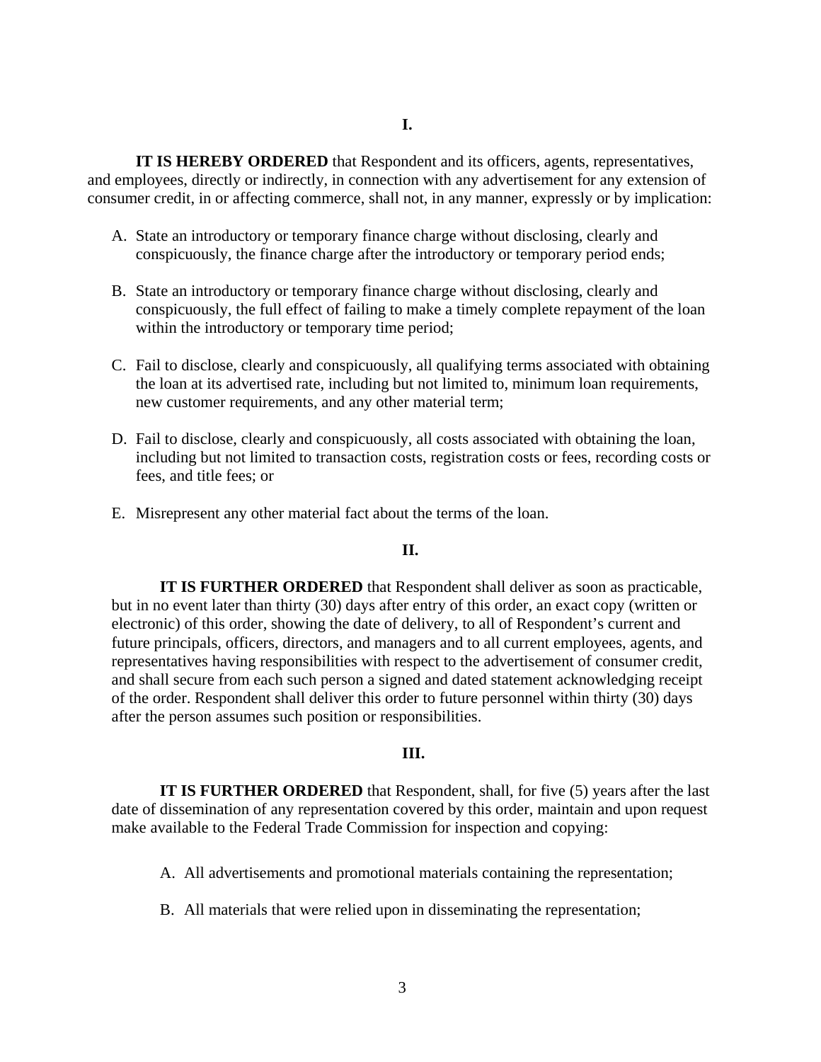## I.

**IT IS HEREBY ORDERED** that Respondent and its officers, agents, representatives, and employees, directly or indirectly, in connection with any advertisement for any extension of consumer credit, in or affecting commerce, shall not, in any manner, expressly or by implication:

A. State an introductory or temporary finance charge without disclosing, clearly and conspicuously, the finance charge after the introductory or temporary period ends;

B. State an introductory or temporary finance charge without disclosing, clearly and conspicuously, the full effect of failing to make a timely complete repayment of the loan within the introductory or temporary time period;

C. Fail to disclose, clearly and conspicuously, all qualifying terms associated with obtaining the loan at its advertised rate, including but not limited to, minimum loan requirements, new customer requirements, and any other material term;

D. Fail to disclose, clearly and conspicuously, all costs associated with obtaining the loan, including but not limited to transaction costs, registration costs or fees, recording costs or fees, and title fees; or

E. Misrepresent any other material fact about the terms of the loan.

## II.

**IT IS FURTHER ORDERED** that Respondent shall deliver as soon as practicable, but in no event later than thirty (30) days after entry of this order, an exact copy (written or electronic) of this order, showing the date of delivery, to all of Respondent's current and future principals, officers, directors, and managers and to all current employees, agents, and representatives having responsibilities with respect to the advertisement of consumer credit, and shall secure from each such person a signed and dated statement acknowledging receipt of the order. Respondent shall deliver this order to future personnel within thirty (30) days after the person assumes such position or responsibilities.

## III.

**IT IS FURTHER ORDERED** that Respondent, shall, for five (5) years after the last date of dissemination of any representation covered by this order, maintain and upon request make available to the Federal Trade Commission for inspection and copying:

A. All advertisements and promotional materials containing the representation;

B. All materials that were relied upon in disseminating the representation;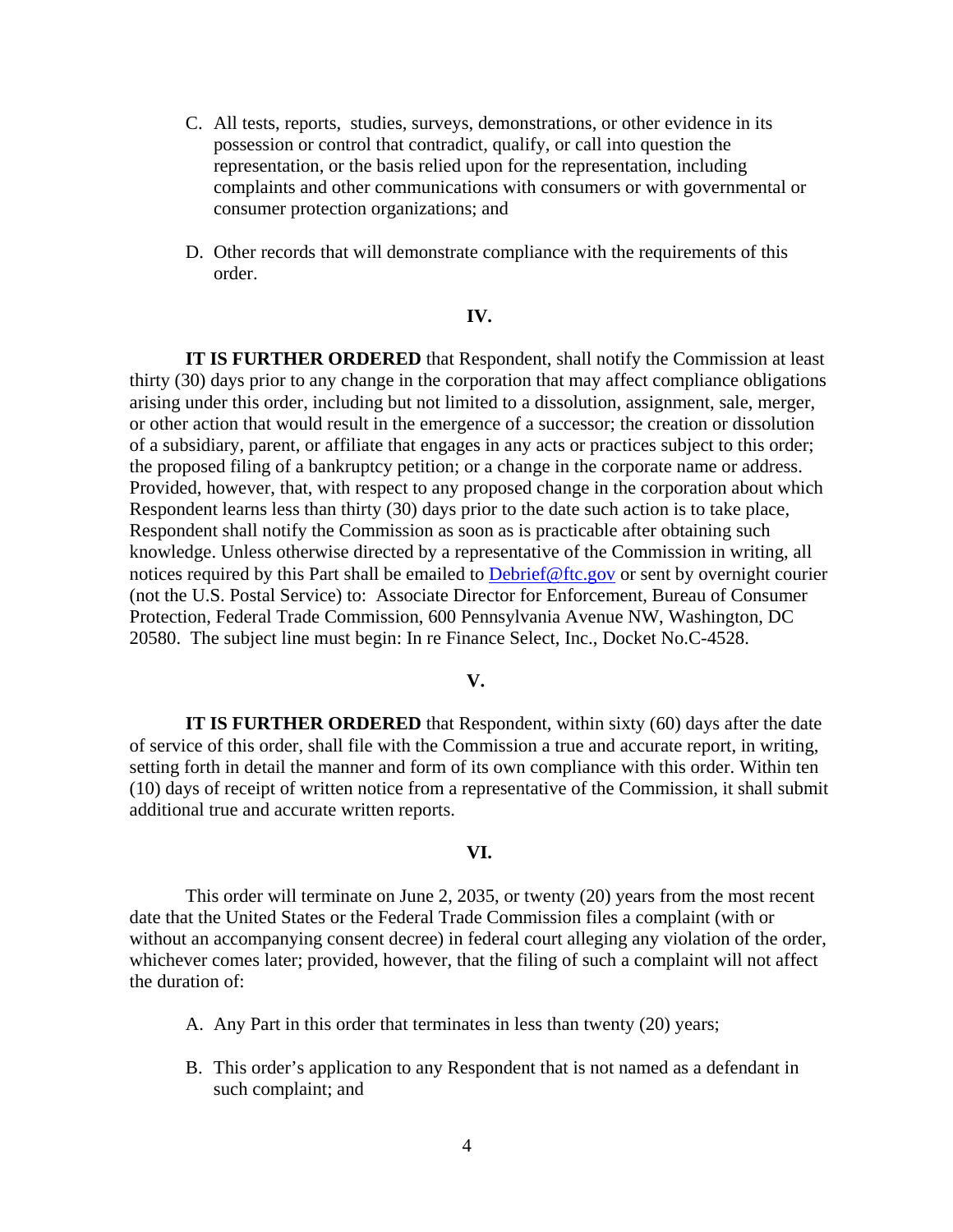C. All tests, reports, studies, surveys, demonstrations, or other evidence in its possession or control that contradict, qualify, or call into question the representation, or the basis relied upon for the representation, including complaints and other communications with consumers or with governmental or consumer protection organizations; and

D. Other records that will demonstrate compliance with the requirements of this order.

**IV.**

**IT IS FURTHER ORDERED** that Respondent, shall notify the Commission at least thirty (30) days prior to any change in the corporation that may affect compliance obligations arising under this order, including but not limited to a dissolution, assignment, sale, merger, or other action that would result in the emergence of a successor; the creation or dissolution of a subsidiary, parent, or affiliate that engages in any acts or practices subject to this order; the proposed filing of a bankruptcy petition; or a change in the corporate name or address. Provided, however, that, with respect to any proposed change in the corporation about which Respondent learns less than thirty (30) days prior to the date such action is to take place, Respondent shall notify the Commission as soon as is practicable after obtaining such knowledge. Unless otherwise directed by a representative of the Commission in writing, all notices required by this Part shall be emailed to Debrief@ftc.gov or sent by overnight courier (not the U.S. Postal Service) to: Associate Director for Enforcement, Bureau of Consumer Protection, Federal Trade Commission, 600 Pennsylvania Avenue NW, Washington, DC 20580. The subject line must begin: In re Finance Select, Inc., Docket No.C-4528.

**V.**

**IT IS FURTHER ORDERED** that Respondent, within sixty (60) days after the date of service of this order, shall file with the Commission a true and accurate report, in writing, setting forth in detail the manner and form of its own compliance with this order. Within ten (10) days of receipt of written notice from a representative of the Commission, it shall submit additional true and accurate written reports.

**VI.**

This order will terminate on June 2, 2035, or twenty (20) years from the most recent date that the United States or the Federal Trade Commission files a complaint (with or without an accompanying consent decree) in federal court alleging any violation of the order, whichever comes later; provided, however, that the filing of such a complaint will not affect the duration of:

A. Any Part in this order that terminates in less than twenty (20) years;

B. This order's application to any Respondent that is not named as a defendant in such complaint; and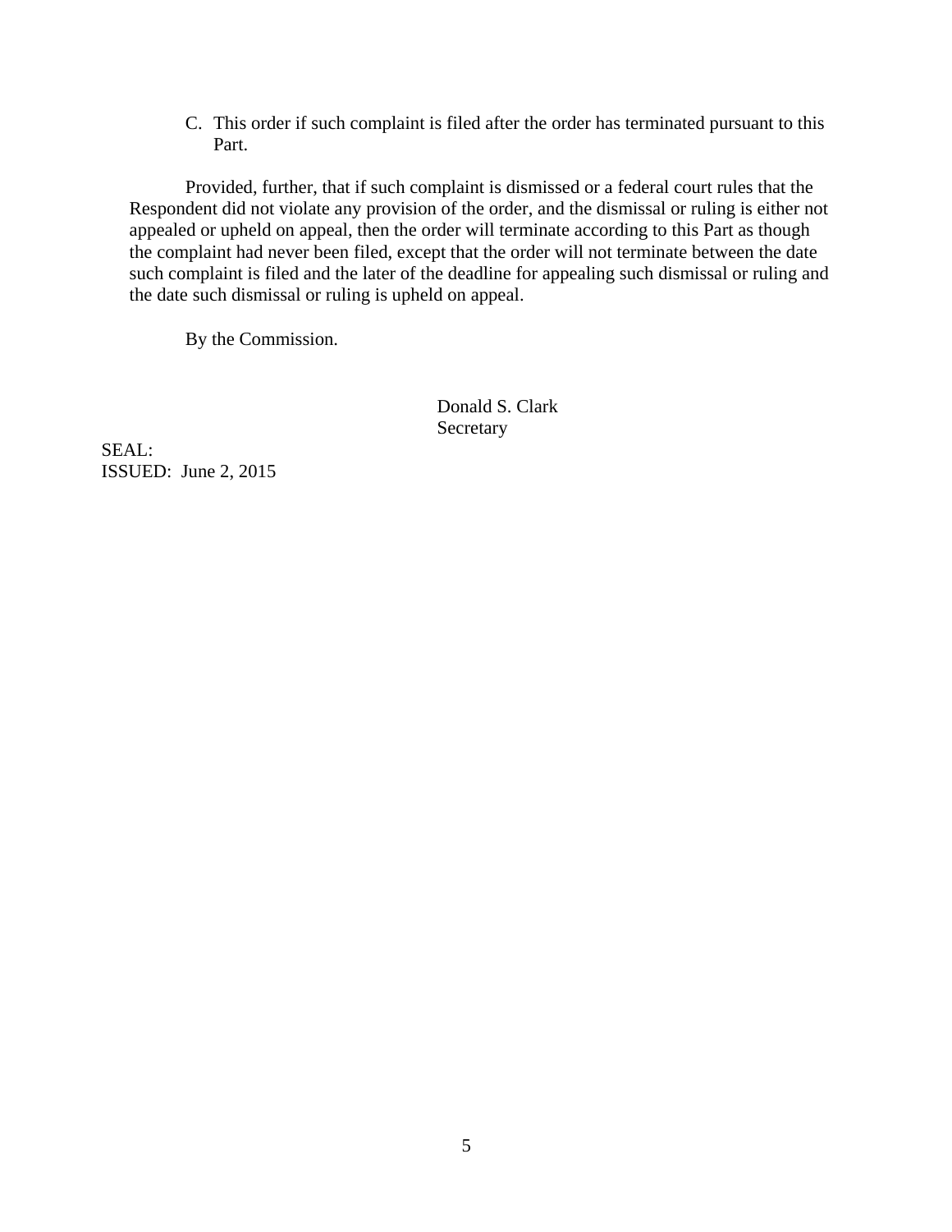C. This order if such complaint is filed after the order has terminated pursuant to this Part.

Provided, further, that if such complaint is dismissed or a federal court rules that the Respondent did not violate any provision of the order, and the dismissal or ruling is either not appealed or upheld on appeal, then the order will terminate according to this Part as though the complaint had never been filed, except that the order will not terminate between the date such complaint is filed and the later of the deadline for appealing such dismissal or ruling and the date such dismissal or ruling is upheld on appeal.

By the Commission.

Donald S. Clark
Secretary

SEAL:
ISSUED: June 2, 2015